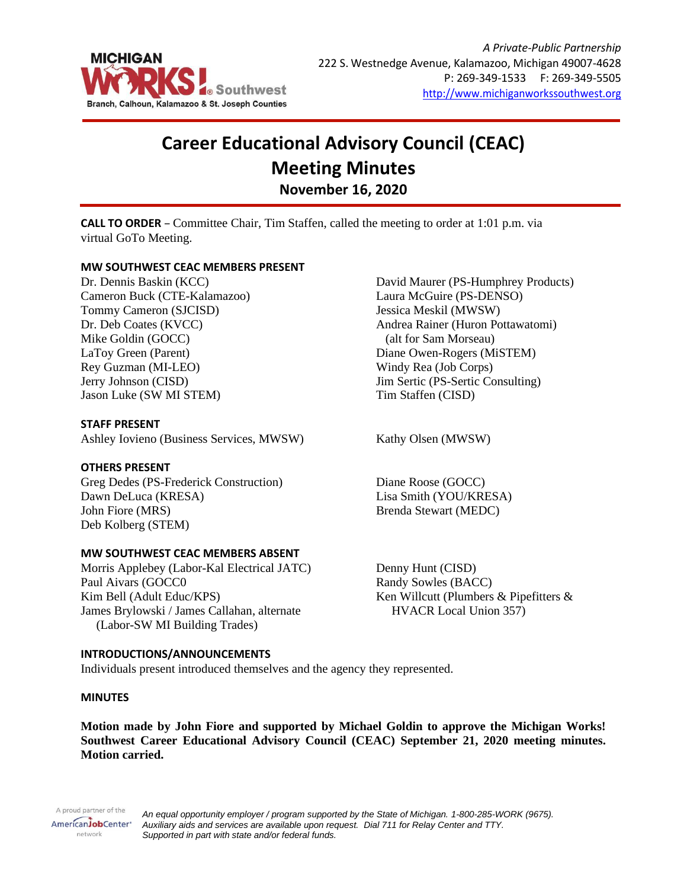*A Private-Public Partnership*
222 S. Westnedge Avenue, Kalamazoo, Michigan 49007-4628
P: 269-349-1533 F: 269-349-5505
http://www.michiganworkssouthwest.org

# Career Educational Advisory Council (CEAC)
# Meeting Minutes
## November 16, 2020

**CALL TO ORDER** – Committee Chair, Tim Staffen, called the meeting to order at 1:01 p.m. via virtual GoTo Meeting.

**MW SOUTHWEST CEAC MEMBERS PRESENT**

Dr. Dennis Baskin (KCC)
Cameron Buck (CTE-Kalamazoo)
Tommy Cameron (SJCISD)
Dr. Deb Coates (KVCC)
Mike Goldin (GOCC)
LaToy Green (Parent)
Rey Guzman (MI-LEO)
Jerry Johnson (CISD)
Jason Luke (SW MI STEM)
David Maurer (PS-Humphrey Products)
Laura McGuire (PS-DENSO)
Jessica Meskil (MWSW)
Andrea Rainer (Huron Pottawatomi)
(alt for Sam Morseau)
Diane Owen-Rogers (MiSTEM)
Windy Rea (Job Corps)
Jim Sertic (PS-Sertic Consulting)
Tim Staffen (CISD)

**STAFF PRESENT**

Ashley Iovieno (Business Services, MWSW)
Kathy Olsen (MWSW)

**OTHERS PRESENT**

Greg Dedes (PS-Frederick Construction)
Dawn DeLuca (KRESA)
John Fiore (MRS)
Deb Kolberg (STEM)
Diane Roose (GOCC)
Lisa Smith (YOU/KRESA)
Brenda Stewart (MEDC)

**MW SOUTHWEST CEAC MEMBERS ABSENT**

Morris Applebey (Labor-Kal Electrical JATC)
Paul Aivars (GOCC0
Kim Bell (Adult Educ/KPS)
James Brylowski / James Callahan, alternate
(Labor-SW MI Building Trades)
Denny Hunt (CISD)
Randy Sowles (BACC)
Ken Willcutt (Plumbers & Pipefitters &
HVACR Local Union 357)

**INTRODUCTIONS/ANNOUNCEMENTS**

Individuals present introduced themselves and the agency they represented.

**MINUTES**

**Motion made by John Fiore and supported by Michael Goldin to approve the Michigan Works! Southwest Career Educational Advisory Council (CEAC) September 21, 2020 meeting minutes. Motion carried.**

*An equal opportunity employer / program supported by the State of Michigan. 1-800-285-WORK (9675). Auxiliary aids and services are available upon request. Dial 711 for Relay Center and TTY. Supported in part with state and/or federal funds.*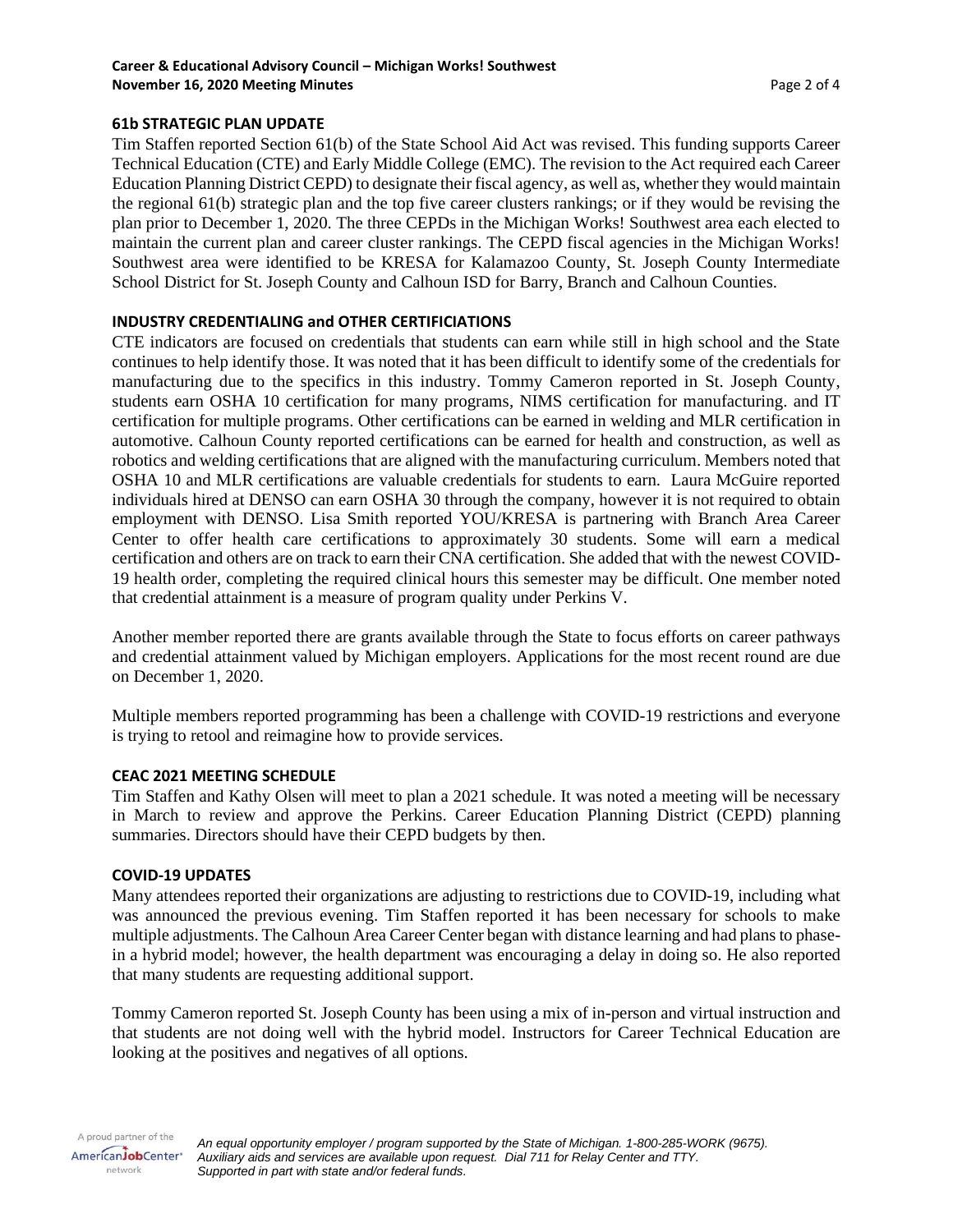### 61b STRATEGIC PLAN UPDATE

Tim Staffen reported Section 61(b) of the State School Aid Act was revised. This funding supports Career Technical Education (CTE) and Early Middle College (EMC). The revision to the Act required each Career Education Planning District CEPD) to designate their fiscal agency, as well as, whether they would maintain the regional 61(b) strategic plan and the top five career clusters rankings; or if they would be revising the plan prior to December 1, 2020. The three CEPDs in the Michigan Works! Southwest area each elected to maintain the current plan and career cluster rankings. The CEPD fiscal agencies in the Michigan Works! Southwest area were identified to be KRESA for Kalamazoo County, St. Joseph County Intermediate School District for St. Joseph County and Calhoun ISD for Barry, Branch and Calhoun Counties.

### INDUSTRY CREDENTIALING and OTHER CERTIFICIATIONS

CTE indicators are focused on credentials that students can earn while still in high school and the State continues to help identify those. It was noted that it has been difficult to identify some of the credentials for manufacturing due to the specifics in this industry. Tommy Cameron reported in St. Joseph County, students earn OSHA 10 certification for many programs, NIMS certification for manufacturing. and IT certification for multiple programs. Other certifications can be earned in welding and MLR certification in automotive. Calhoun County reported certifications can be earned for health and construction, as well as robotics and welding certifications that are aligned with the manufacturing curriculum. Members noted that OSHA 10 and MLR certifications are valuable credentials for students to earn. Laura McGuire reported individuals hired at DENSO can earn OSHA 30 through the company, however it is not required to obtain employment with DENSO. Lisa Smith reported YOU/KRESA is partnering with Branch Area Career Center to offer health care certifications to approximately 30 students. Some will earn a medical certification and others are on track to earn their CNA certification. She added that with the newest COVID-19 health order, completing the required clinical hours this semester may be difficult. One member noted that credential attainment is a measure of program quality under Perkins V.

Another member reported there are grants available through the State to focus efforts on career pathways and credential attainment valued by Michigan employers. Applications for the most recent round are due on December 1, 2020.

Multiple members reported programming has been a challenge with COVID-19 restrictions and everyone is trying to retool and reimagine how to provide services.

### CEAC 2021 MEETING SCHEDULE

Tim Staffen and Kathy Olsen will meet to plan a 2021 schedule. It was noted a meeting will be necessary in March to review and approve the Perkins. Career Education Planning District (CEPD) planning summaries. Directors should have their CEPD budgets by then.

### COVID-19 UPDATES

Many attendees reported their organizations are adjusting to restrictions due to COVID-19, including what was announced the previous evening. Tim Staffen reported it has been necessary for schools to make multiple adjustments. The Calhoun Area Career Center began with distance learning and had plans to phase-in a hybrid model; however, the health department was encouraging a delay in doing so. He also reported that many students are requesting additional support.

Tommy Cameron reported St. Joseph County has been using a mix of in-person and virtual instruction and that students are not doing well with the hybrid model. Instructors for Career Technical Education are looking at the positives and negatives of all options.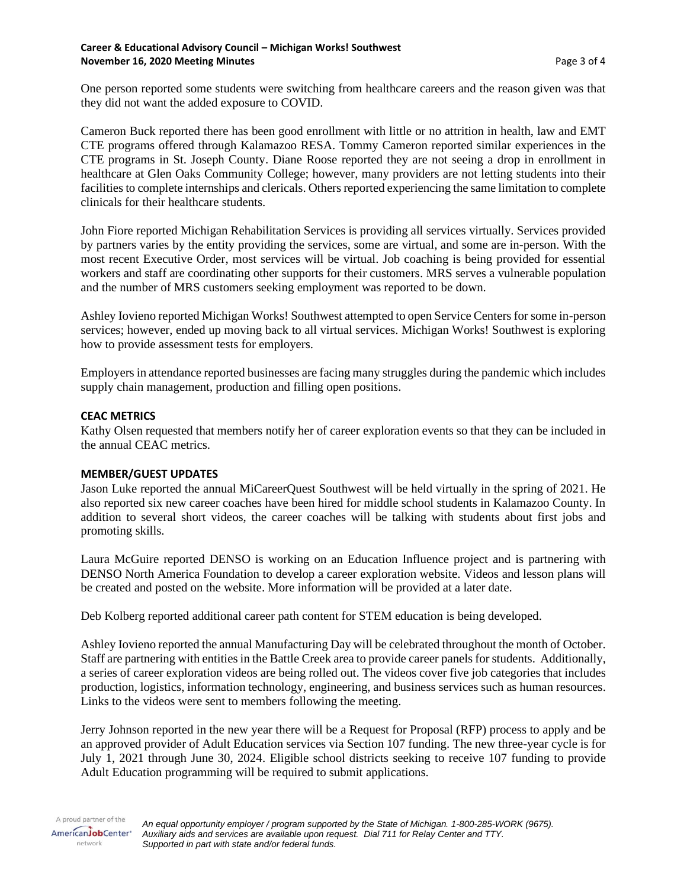One person reported some students were switching from healthcare careers and the reason given was that they did not want the added exposure to COVID.

Cameron Buck reported there has been good enrollment with little or no attrition in health, law and EMT CTE programs offered through Kalamazoo RESA. Tommy Cameron reported similar experiences in the CTE programs in St. Joseph County. Diane Roose reported they are not seeing a drop in enrollment in healthcare at Glen Oaks Community College; however, many providers are not letting students into their facilities to complete internships and clericals. Others reported experiencing the same limitation to complete clinicals for their healthcare students.

John Fiore reported Michigan Rehabilitation Services is providing all services virtually. Services provided by partners varies by the entity providing the services, some are virtual, and some are in-person. With the most recent Executive Order, most services will be virtual. Job coaching is being provided for essential workers and staff are coordinating other supports for their customers. MRS serves a vulnerable population and the number of MRS customers seeking employment was reported to be down.

Ashley Iovieno reported Michigan Works! Southwest attempted to open Service Centers for some in-person services; however, ended up moving back to all virtual services. Michigan Works! Southwest is exploring how to provide assessment tests for employers.

Employers in attendance reported businesses are facing many struggles during the pandemic which includes supply chain management, production and filling open positions.

**CEAC METRICS**

Kathy Olsen requested that members notify her of career exploration events so that they can be included in the annual CEAC metrics.

**MEMBER/GUEST UPDATES**

Jason Luke reported the annual MiCareerQuest Southwest will be held virtually in the spring of 2021. He also reported six new career coaches have been hired for middle school students in Kalamazoo County. In addition to several short videos, the career coaches will be talking with students about first jobs and promoting skills.

Laura McGuire reported DENSO is working on an Education Influence project and is partnering with DENSO North America Foundation to develop a career exploration website. Videos and lesson plans will be created and posted on the website. More information will be provided at a later date.

Deb Kolberg reported additional career path content for STEM education is being developed.

Ashley Iovieno reported the annual Manufacturing Day will be celebrated throughout the month of October. Staff are partnering with entities in the Battle Creek area to provide career panels for students. Additionally, a series of career exploration videos are being rolled out. The videos cover five job categories that includes production, logistics, information technology, engineering, and business services such as human resources. Links to the videos were sent to members following the meeting.

Jerry Johnson reported in the new year there will be a Request for Proposal (RFP) process to apply and be an approved provider of Adult Education services via Section 107 funding. The new three-year cycle is for July 1, 2021 through June 30, 2024. Eligible school districts seeking to receive 107 funding to provide Adult Education programming will be required to submit applications.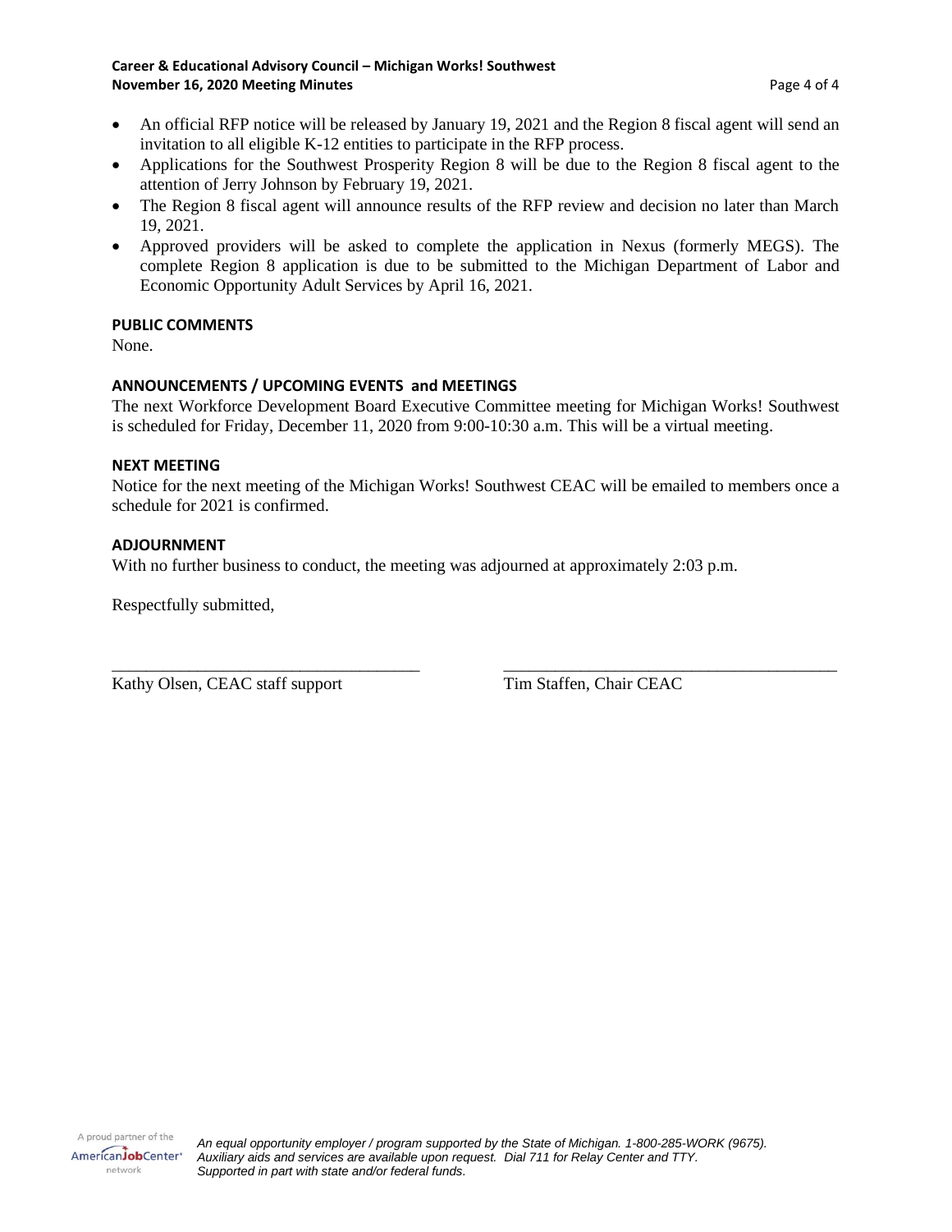- An official RFP notice will be released by January 19, 2021 and the Region 8 fiscal agent will send an invitation to all eligible K-12 entities to participate in the RFP process.
- Applications for the Southwest Prosperity Region 8 will be due to the Region 8 fiscal agent to the attention of Jerry Johnson by February 19, 2021.
- The Region 8 fiscal agent will announce results of the RFP review and decision no later than March 19, 2021.
- Approved providers will be asked to complete the application in Nexus (formerly MEGS). The complete Region 8 application is due to be submitted to the Michigan Department of Labor and Economic Opportunity Adult Services by April 16, 2021.

**PUBLIC COMMENTS**

None.

**ANNOUNCEMENTS / UPCOMING EVENTS and MEETINGS**

The next Workforce Development Board Executive Committee meeting for Michigan Works! Southwest is scheduled for Friday, December 11, 2020 from 9:00-10:30 a.m. This will be a virtual meeting.

**NEXT MEETING**

Notice for the next meeting of the Michigan Works! Southwest CEAC will be emailed to members once a schedule for 2021 is confirmed.

**ADJOURNMENT**

With no further business to conduct, the meeting was adjourned at approximately 2:03 p.m.

Respectfully submitted,

\_\_\_\_\_\_\_\_\_\_\_\_\_\_\_\_\_\_\_\_\_\_\_\_\_\_\_\_\_\_\_\_\_\_\_\_
Kathy Olsen, CEAC staff support

\_\_\_\_\_\_\_\_\_\_\_\_\_\_\_\_\_\_\_\_\_\_\_\_\_\_\_\_\_\_\_\_\_\_\_\_\_\_\_
Tim Staffen, Chair CEAC

A proud partner of the AmericanJobCenter network

*An equal opportunity employer / program supported by the State of Michigan. 1-800-285-WORK (9675). Auxiliary aids and services are available upon request. Dial 711 for Relay Center and TTY. Supported in part with state and/or federal funds.*